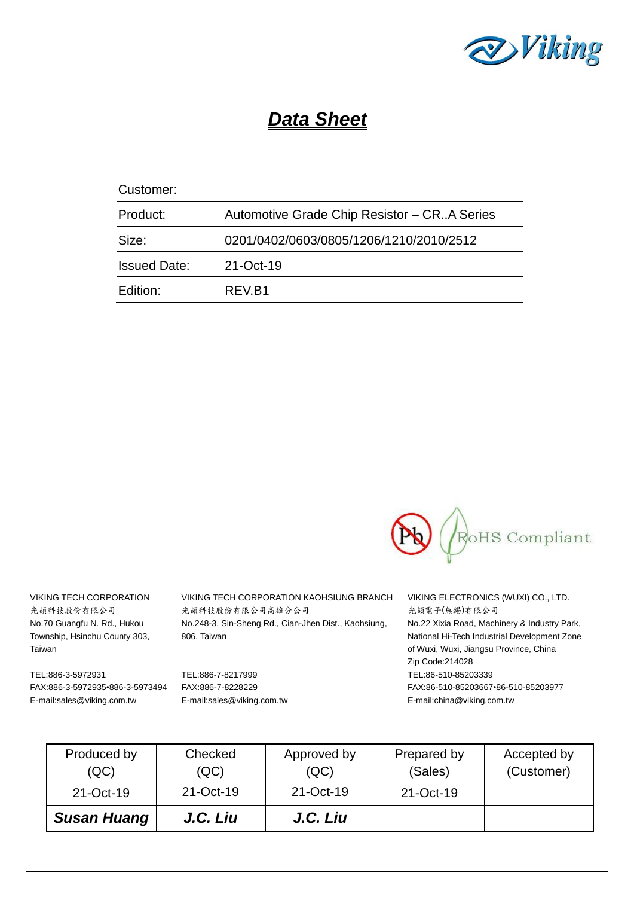Viking

# ***Data Sheet***

| Customer: | |
|---|---|
| Product: | Automotive Grade Chip Resistor – CR..A Series |
| Size: | 0201/0402/0603/0805/1206/1210/2010/2512 |
| Issued Date: | 21-Oct-19 |
| Edition: | REV.B1 |

RoHS Compliant

VIKING TECH CORPORATION
光頡科技股份有限公司
No.70 Guangfu N. Rd., Hukou Township, Hsinchu County 303, Taiwan

TEL:886-3-5972931
FAX:886-3-5972935•886-3-5973494
E-mail:sales@viking.com.tw

VIKING TECH CORPORATION KAOHSIUNG BRANCH
光頡科技股份有限公司高雄分公司
No.248-3, Sin-Sheng Rd., Cian-Jhen Dist., Kaohsiung, 806, Taiwan

TEL:886-7-8217999
FAX:886-7-8228229
E-mail:sales@viking.com.tw

VIKING ELECTRONICS (WUXI) CO., LTD.
光頡電子(無錫)有限公司
No.22 Xixia Road, Machinery & Industry Park, National Hi-Tech Industrial Development Zone of Wuxi, Wuxi, Jiangsu Province, China
Zip Code:214028
TEL:86-510-85203339
FAX:86-510-85203667•86-510-85203977
E-mail:china@viking.com.tw

| Produced by (QC) | Checked (QC) | Approved by (QC) | Prepared by (Sales) | Accepted by (Customer) |
|---|---|---|---|---|
| 21-Oct-19 | 21-Oct-19 | 21-Oct-19 | 21-Oct-19 | |
| ***Susan Huang*** | ***J.C. Liu*** | ***J.C. Liu*** | | |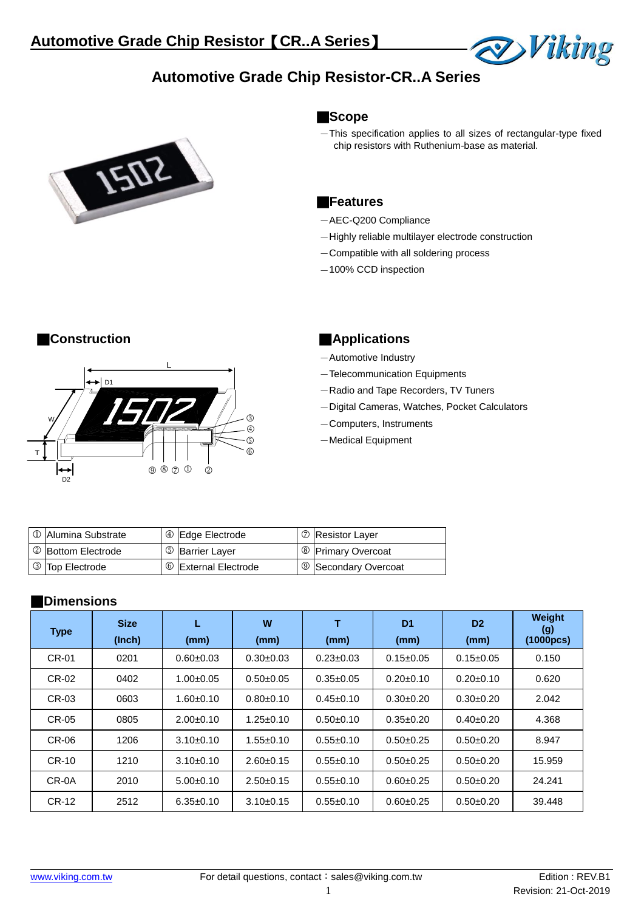# Automotive Grade Chip Resistor-CR..A Series

## Scope

—This specification applies to all sizes of rectangular-type fixed chip resistors with Ruthenium-base as material.

## Features

—AEC-Q200 Compliance

—Highly reliable multilayer electrode construction

—Compatible with all soldering process

—100% CCD inspection

## Construction

## Applications

—Automotive Industry

—Telecommunication Equipments

—Radio and Tape Recorders, TV Tuners

—Digital Cameras, Watches, Pocket Calculators

—Computers, Instruments

—Medical Equipment

| | | | | | |
|---|---|---|---|---|---|
| ① | Alumina Substrate | ④ | Edge Electrode | ⑦ | Resistor Layer |
| ② | Bottom Electrode | ⑤ | Barrier Layer | ⑧ | Primary Overcoat |
| ③ | Top Electrode | ⑥ | External Electrode | ⑨ | Secondary Overcoat |

## Dimensions

| Type | Size (Inch) | L (mm) | W (mm) | T (mm) | D1 (mm) | D2 (mm) | Weight (g) (1000pcs) |
|---|---|---|---|---|---|---|---|
| CR-01 | 0201 | 0.60±0.03 | 0.30±0.03 | 0.23±0.03 | 0.15±0.05 | 0.15±0.05 | 0.150 |
| CR-02 | 0402 | 1.00±0.05 | 0.50±0.05 | 0.35±0.05 | 0.20±0.10 | 0.20±0.10 | 0.620 |
| CR-03 | 0603 | 1.60±0.10 | 0.80±0.10 | 0.45±0.10 | 0.30±0.20 | 0.30±0.20 | 2.042 |
| CR-05 | 0805 | 2.00±0.10 | 1.25±0.10 | 0.50±0.10 | 0.35±0.20 | 0.40±0.20 | 4.368 |
| CR-06 | 1206 | 3.10±0.10 | 1.55±0.10 | 0.55±0.10 | 0.50±0.25 | 0.50±0.20 | 8.947 |
| CR-10 | 1210 | 3.10±0.10 | 2.60±0.15 | 0.55±0.10 | 0.50±0.25 | 0.50±0.20 | 15.959 |
| CR-0A | 2010 | 5.00±0.10 | 2.50±0.15 | 0.55±0.10 | 0.60±0.25 | 0.50±0.20 | 24.241 |
| CR-12 | 2512 | 6.35±0.10 | 3.10±0.15 | 0.55±0.10 | 0.60±0.25 | 0.50±0.20 | 39.448 |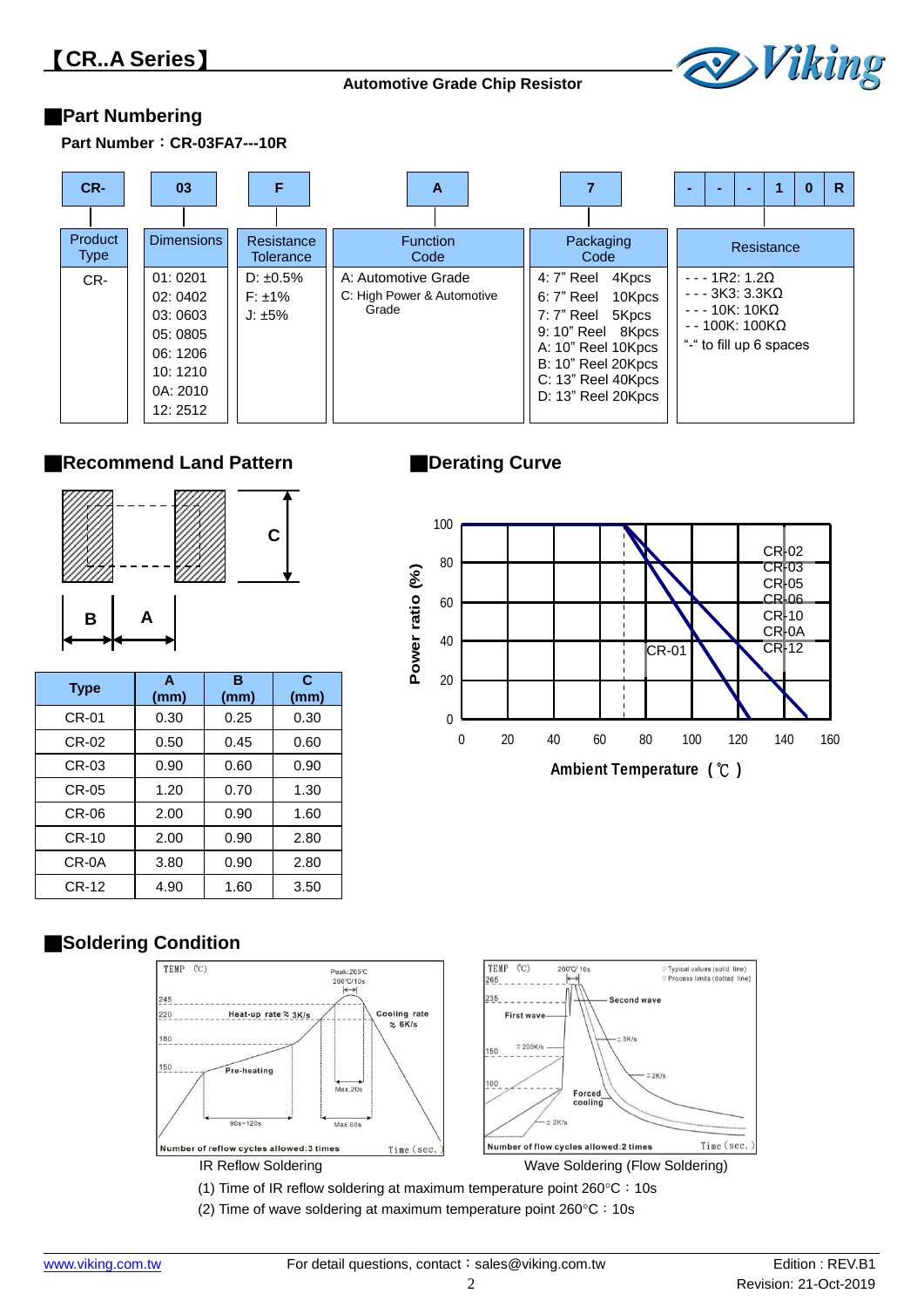# 【CR..A Series】

**Automotive Grade Chip Resistor**

## Part Numbering

**Part Number：CR-03FA7---10R**

| CR- | 03 | F | A | 7 | - - - 1 0 R |
|---|---|---|---|---|---|
| Product Type | Dimensions | Resistance Tolerance | Function Code | Packaging Code | Resistance |
| CR- | 01: 0201<br>02: 0402<br>03: 0603<br>05: 0805<br>06: 1206<br>10: 1210<br>0A: 2010<br>12: 2512 | D: ±0.5%<br>F: ±1%<br>J: ±5% | A: Automotive Grade<br>C: High Power & Automotive Grade | 4: 7” Reel 4Kpcs<br>6: 7” Reel 10Kpcs<br>7: 7” Reel 5Kpcs<br>9: 10” Reel 8Kpcs<br>A: 10” Reel 10Kpcs<br>B: 10” Reel 20Kpcs<br>C: 13” Reel 40Kpcs<br>D: 13” Reel 20Kpcs | - - - 1R2: 1.2Ω<br>- - - 3K3: 3.3KΩ<br>- - - 10K: 10KΩ<br>- - 100K: 100KΩ<br>“-“ to fill up 6 spaces |

## Recommend Land Pattern

| Type | A (mm) | B (mm) | C (mm) |
|---|---|---|---|
| CR-01 | 0.30 | 0.25 | 0.30 |
| CR-02 | 0.50 | 0.45 | 0.60 |
| CR-03 | 0.90 | 0.60 | 0.90 |
| CR-05 | 1.20 | 0.70 | 1.30 |
| CR-06 | 2.00 | 0.90 | 1.60 |
| CR-10 | 2.00 | 0.90 | 2.80 |
| CR-0A | 3.80 | 0.90 | 2.80 |
| CR-12 | 4.90 | 1.60 | 3.50 |

## Derating Curve

## Soldering Condition

IR Reflow Soldering

Wave Soldering (Flow Soldering)

(1) Time of IR reflow soldering at maximum temperature point 260°C：10s

(2) Time of wave soldering at maximum temperature point 260°C：10s

www.viking.com.tw For detail questions, contact：sales@viking.com.tw Edition : REV.B1 Revision: 21-Oct-2019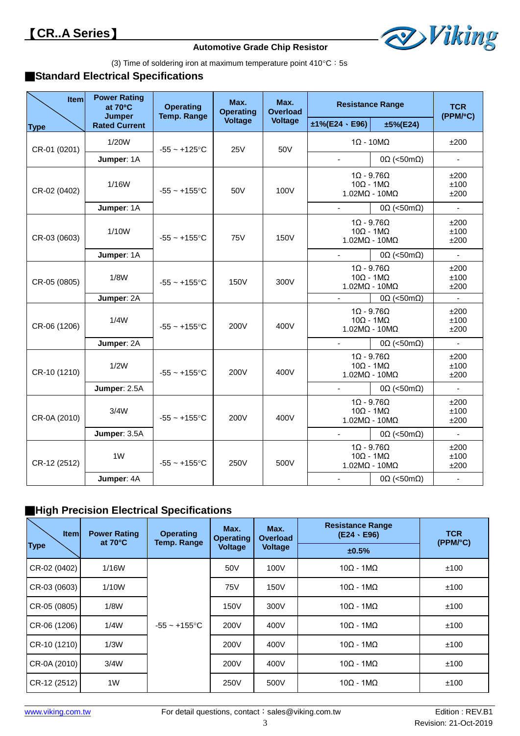(3) Time of soldering iron at maximum temperature point 410°C：5s

## Standard Electrical Specifications

| Item / Type | Power Rating at 70°C / Jumper Rated Current | Operating Temp. Range | Max. Operating Voltage | Max. Overload Voltage | Resistance Range ±1%(E24、E96) | Resistance Range ±5%(E24) | TCR (PPM/°C) |
|---|---|---|---|---|---|---|---|
| CR-01 (0201) | 1/20W | -55 ~ +125°C | 25V | 50V | 1Ω - 10MΩ | | ±200 |
| | **Jumper**: 1A | | | | - | 0Ω (<50mΩ) | - |
| CR-02 (0402) | 1/16W | -55 ~ +155°C | 50V | 100V | 1Ω - 9.76Ω<br>10Ω - 1MΩ<br>1.02MΩ - 10MΩ | | ±200<br>±100<br>±200 |
| | **Jumper**: 1A | | | | - | 0Ω (<50mΩ) | - |
| CR-03 (0603) | 1/10W | -55 ~ +155°C | 75V | 150V | 1Ω - 9.76Ω<br>10Ω - 1MΩ<br>1.02MΩ - 10MΩ | | ±200<br>±100<br>±200 |
| | **Jumper**: 1A | | | | - | 0Ω (<50mΩ) | - |
| CR-05 (0805) | 1/8W | -55 ~ +155°C | 150V | 300V | 1Ω - 9.76Ω<br>10Ω - 1MΩ<br>1.02MΩ - 10MΩ | | ±200<br>±100<br>±200 |
| | **Jumper**: 2A | | | | - | 0Ω (<50mΩ) | - |
| CR-06 (1206) | 1/4W | -55 ~ +155°C | 200V | 400V | 1Ω - 9.76Ω<br>10Ω - 1MΩ<br>1.02MΩ - 10MΩ | | ±200<br>±100<br>±200 |
| | **Jumper**: 2A | | | | - | 0Ω (<50mΩ) | - |
| CR-10 (1210) | 1/2W | -55 ~ +155°C | 200V | 400V | 1Ω - 9.76Ω<br>10Ω - 1MΩ<br>1.02MΩ - 10MΩ | | ±200<br>±100<br>±200 |
| | **Jumper**: 2.5A | | | | - | 0Ω (<50mΩ) | - |
| CR-0A (2010) | 3/4W | -55 ~ +155°C | 200V | 400V | 1Ω - 9.76Ω<br>10Ω - 1MΩ<br>1.02MΩ - 10MΩ | | ±200<br>±100<br>±200 |
| | **Jumper**: 3.5A | | | | - | 0Ω (<50mΩ) | - |
| CR-12 (2512) | 1W | -55 ~ +155°C | 250V | 500V | 1Ω - 9.76Ω<br>10Ω - 1MΩ<br>1.02MΩ - 10MΩ | | ±200<br>±100<br>±200 |
| | **Jumper**: 4A | | | | - | 0Ω (<50mΩ) | - |

## High Precision Electrical Specifications

| Item / Type | Power Rating at 70°C | Operating Temp. Range | Max. Operating Voltage | Max. Overload Voltage | Resistance Range (E24、E96) ±0.5% | TCR (PPM/°C) |
|---|---|---|---|---|---|---|
| CR-02 (0402) | 1/16W | -55 ~ +155°C | 50V | 100V | 10Ω - 1MΩ | ±100 |
| CR-03 (0603) | 1/10W | -55 ~ +155°C | 75V | 150V | 10Ω - 1MΩ | ±100 |
| CR-05 (0805) | 1/8W | -55 ~ +155°C | 150V | 300V | 10Ω - 1MΩ | ±100 |
| CR-06 (1206) | 1/4W | -55 ~ +155°C | 200V | 400V | 10Ω - 1MΩ | ±100 |
| CR-10 (1210) | 1/3W | -55 ~ +155°C | 200V | 400V | 10Ω - 1MΩ | ±100 |
| CR-0A (2010) | 3/4W | -55 ~ +155°C | 200V | 400V | 10Ω - 1MΩ | ±100 |
| CR-12 (2512) | 1W | -55 ~ +155°C | 250V | 500V | 10Ω - 1MΩ | ±100 |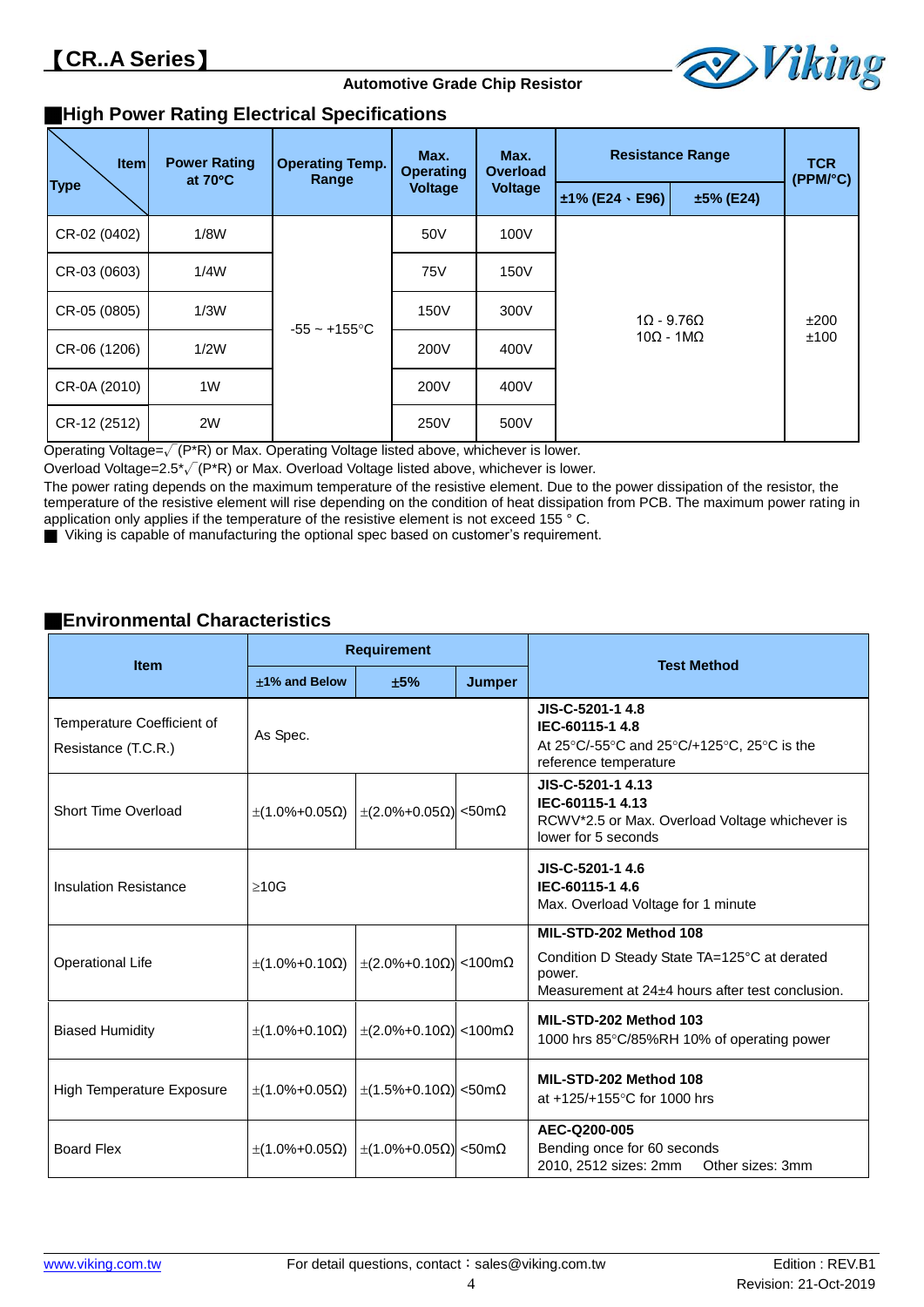# 【CR..A Series】

**Automotive Grade Chip Resistor**

## ■High Power Rating Electrical Specifications

| Type \ Item | Power Rating at 70°C | Operating Temp. Range | Max. Operating Voltage | Max. Overload Voltage | Resistance Range | | TCR (PPM/°C) |
|---|---|---|---|---|---|---|---|
| | | | | | ±1% (E24、E96) | ±5% (E24) | |
| CR-02 (0402) | 1/8W | -55 ~ +155°C | 50V | 100V | 1Ω - 9.76Ω<br>10Ω - 1MΩ | | ±200<br>±100 |
| CR-03 (0603) | 1/4W | | 75V | 150V | | | |
| CR-05 (0805) | 1/3W | | 150V | 300V | | | |
| CR-06 (1206) | 1/2W | | 200V | 400V | | | |
| CR-0A (2010) | 1W | | 200V | 400V | | | |
| CR-12 (2512) | 2W | | 250V | 500V | | | |

Operating Voltage=$\sqrt{(P*R)}$ or Max. Operating Voltage listed above, whichever is lower.

Overload Voltage=2.5*$\sqrt{(P*R)}$ or Max. Overload Voltage listed above, whichever is lower.

The power rating depends on the maximum temperature of the resistive element. Due to the power dissipation of the resistor, the temperature of the resistive element will rise depending on the condition of heat dissipation from PCB. The maximum power rating in application only applies if the temperature of the resistive element is not exceed 155 ° C.

■ Viking is capable of manufacturing the optional spec based on customer's requirement.

## ■Environmental Characteristics

| Item | Requirement | | | Test Method |
|---|---|---|---|---|
| | ±1% and Below | ±5% | Jumper | |
| Temperature Coefficient of Resistance (T.C.R.) | As Spec. | | | **JIS-C-5201-1 4.8**<br>**IEC-60115-1 4.8**<br>At 25°C/-55°C and 25°C/+125°C, 25°C is the reference temperature |
| Short Time Overload | ±(1.0%+0.05Ω) | ±(2.0%+0.05Ω) | <50mΩ | **JIS-C-5201-1 4.13**<br>**IEC-60115-1 4.13**<br>RCWV*2.5 or Max. Overload Voltage whichever is lower for 5 seconds |
| Insulation Resistance | ≥10G | | | **JIS-C-5201-1 4.6**<br>**IEC-60115-1 4.6**<br>Max. Overload Voltage for 1 minute |
| Operational Life | ±(1.0%+0.10Ω) | ±(2.0%+0.10Ω) | <100mΩ | **MIL-STD-202 Method 108**<br>Condition D Steady State TA=125°C at derated power.<br>Measurement at 24±4 hours after test conclusion. |
| Biased Humidity | ±(1.0%+0.10Ω) | ±(2.0%+0.10Ω) | <100mΩ | **MIL-STD-202 Method 103**<br>1000 hrs 85°C/85%RH 10% of operating power |
| High Temperature Exposure | ±(1.0%+0.05Ω) | ±(1.5%+0.10Ω) | <50mΩ | **MIL-STD-202 Method 108**<br>at +125/+155°C for 1000 hrs |
| Board Flex | ±(1.0%+0.05Ω) | ±(1.0%+0.05Ω) | <50mΩ | **AEC-Q200-005**<br>Bending once for 60 seconds<br>2010, 2512 sizes: 2mm Other sizes: 3mm |

www.viking.com.tw　For detail questions, contact：sales@viking.com.tw　Edition : REV.B1　Revision: 21-Oct-2019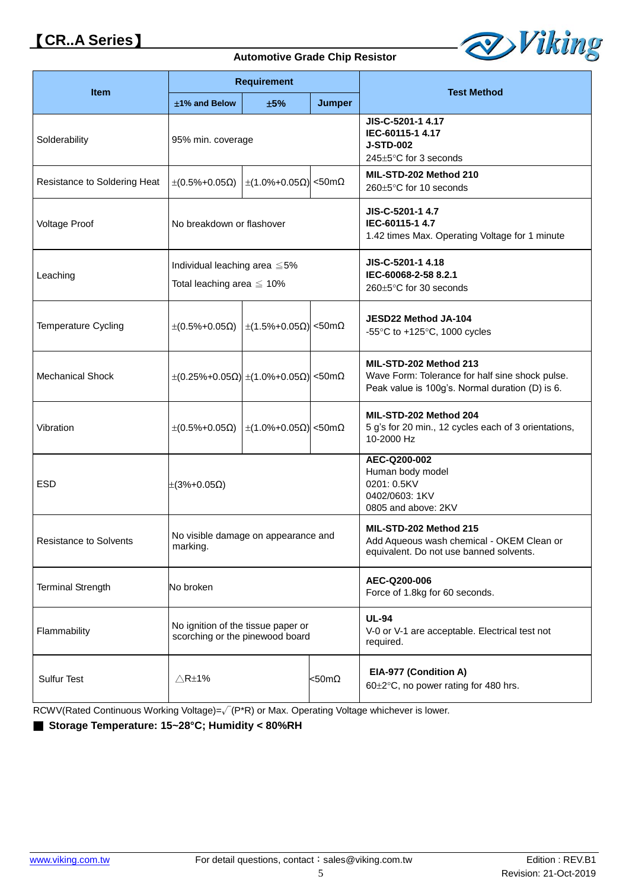# 【CR..A Series】

**Automotive Grade Chip Resistor**

| Item | Requirement | | | Test Method |
|---|---|---|---|---|
| | ±1% and Below | ±5% | Jumper | |
| Solderability | 95% min. coverage | | | **JIS-C-5201-1 4.17**<br>**IEC-60115-1 4.17**<br>**J-STD-002**<br>245±5°C for 3 seconds |
| Resistance to Soldering Heat | ±(0.5%+0.05Ω) | ±(1.0%+0.05Ω) | <50mΩ | **MIL-STD-202 Method 210**<br>260±5°C for 10 seconds |
| Voltage Proof | No breakdown or flashover | | | **JIS-C-5201-1 4.7**<br>**IEC-60115-1 4.7**<br>1.42 times Max. Operating Voltage for 1 minute |
| Leaching | Individual leaching area ≦5%<br>Total leaching area ≦ 10% | | | **JIS-C-5201-1 4.18**<br>**IEC-60068-2-58 8.2.1**<br>260±5°C for 30 seconds |
| Temperature Cycling | ±(0.5%+0.05Ω) | ±(1.5%+0.05Ω) | <50mΩ | **JESD22 Method JA-104**<br>-55°C to +125°C, 1000 cycles |
| Mechanical Shock | ±(0.25%+0.05Ω) | ±(1.0%+0.05Ω) | <50mΩ | **MIL-STD-202 Method 213**<br>Wave Form: Tolerance for half sine shock pulse. Peak value is 100g's. Normal duration (D) is 6. |
| Vibration | ±(0.5%+0.05Ω) | ±(1.0%+0.05Ω) | <50mΩ | **MIL-STD-202 Method 204**<br>5 g's for 20 min., 12 cycles each of 3 orientations, 10-2000 Hz |
| ESD | ±(3%+0.05Ω) | | | **AEC-Q200-002**<br>Human body model<br>0201: 0.5KV<br>0402/0603: 1KV<br>0805 and above: 2KV |
| Resistance to Solvents | No visible damage on appearance and marking. | | | **MIL-STD-202 Method 215**<br>Add Aqueous wash chemical - OKEM Clean or equivalent. Do not use banned solvents. |
| Terminal Strength | No broken | | | **AEC-Q200-006**<br>Force of 1.8kg for 60 seconds. |
| Flammability | No ignition of the tissue paper or scorching or the pinewood board | | | **UL-94**<br>V-0 or V-1 are acceptable. Electrical test not required. |
| Sulfur Test | △R±1% | | <50mΩ | **EIA-977 (Condition A)**<br>60±2°C, no power rating for 480 hrs. |

RCWV(Rated Continuous Working Voltage)=$\sqrt{(P*R)}$ or Max. Operating Voltage whichever is lower.

■ **Storage Temperature: 15~28°C; Humidity < 80%RH**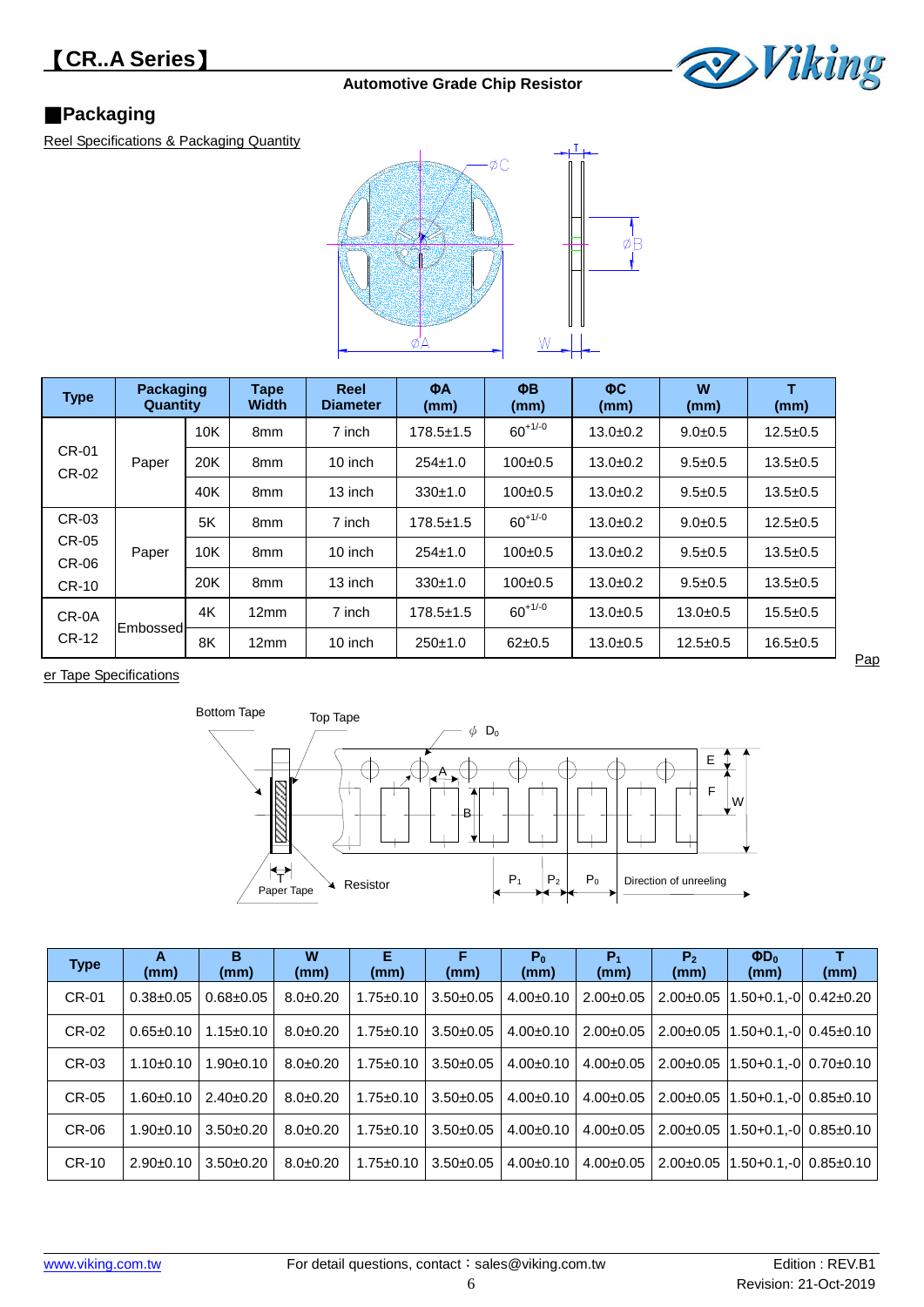## ■Packaging

Reel Specifications & Packaging Quantity

| Type | Packaging Quantity | | Tape Width | Reel Diameter | ΦA (mm) | ΦB (mm) | ΦC (mm) | W (mm) | T (mm) |
|---|---|---|---|---|---|---|---|---|---|
| CR-01 CR-02 | Paper | 10K | 8mm | 7 inch | 178.5±1.5 | $60^{+1/-0}$ | 13.0±0.2 | 9.0±0.5 | 12.5±0.5 |
| | | 20K | 8mm | 10 inch | 254±1.0 | 100±0.5 | 13.0±0.2 | 9.5±0.5 | 13.5±0.5 |
| | | 40K | 8mm | 13 inch | 330±1.0 | 100±0.5 | 13.0±0.2 | 9.5±0.5 | 13.5±0.5 |
| CR-03 CR-05 CR-06 CR-10 | Paper | 5K | 8mm | 7 inch | 178.5±1.5 | $60^{+1/-0}$ | 13.0±0.2 | 9.0±0.5 | 12.5±0.5 |
| | | 10K | 8mm | 10 inch | 254±1.0 | 100±0.5 | 13.0±0.2 | 9.5±0.5 | 13.5±0.5 |
| | | 20K | 8mm | 13 inch | 330±1.0 | 100±0.5 | 13.0±0.2 | 9.5±0.5 | 13.5±0.5 |
| CR-0A CR-12 | Embossed | 4K | 12mm | 7 inch | 178.5±1.5 | $60^{+1/-0}$ | 13.0±0.5 | 13.0±0.5 | 15.5±0.5 |
| | | 8K | 12mm | 10 inch | 250±1.0 | 62±0.5 | 13.0±0.5 | 12.5±0.5 | 16.5±0.5 |

Paper Tape Specifications

| Type | A (mm) | B (mm) | W (mm) | E (mm) | F (mm) | $P_0$ (mm) | $P_1$ (mm) | $P_2$ (mm) | $ΦD_0$ (mm) | T (mm) |
|---|---|---|---|---|---|---|---|---|---|---|
| CR-01 | 0.38±0.05 | 0.68±0.05 | 8.0±0.20 | 1.75±0.10 | 3.50±0.05 | 4.00±0.10 | 2.00±0.05 | 2.00±0.05 | 1.50+0.1,-0 | 0.42±0.20 |
| CR-02 | 0.65±0.10 | 1.15±0.10 | 8.0±0.20 | 1.75±0.10 | 3.50±0.05 | 4.00±0.10 | 2.00±0.05 | 2.00±0.05 | 1.50+0.1,-0 | 0.45±0.10 |
| CR-03 | 1.10±0.10 | 1.90±0.10 | 8.0±0.20 | 1.75±0.10 | 3.50±0.05 | 4.00±0.10 | 4.00±0.05 | 2.00±0.05 | 1.50+0.1,-0 | 0.70±0.10 |
| CR-05 | 1.60±0.10 | 2.40±0.20 | 8.0±0.20 | 1.75±0.10 | 3.50±0.05 | 4.00±0.10 | 4.00±0.05 | 2.00±0.05 | 1.50+0.1,-0 | 0.85±0.10 |
| CR-06 | 1.90±0.10 | 3.50±0.20 | 8.0±0.20 | 1.75±0.10 | 3.50±0.05 | 4.00±0.10 | 4.00±0.05 | 2.00±0.05 | 1.50+0.1,-0 | 0.85±0.10 |
| CR-10 | 2.90±0.10 | 3.50±0.20 | 8.0±0.20 | 1.75±0.10 | 3.50±0.05 | 4.00±0.10 | 4.00±0.05 | 2.00±0.05 | 1.50+0.1,-0 | 0.85±0.10 |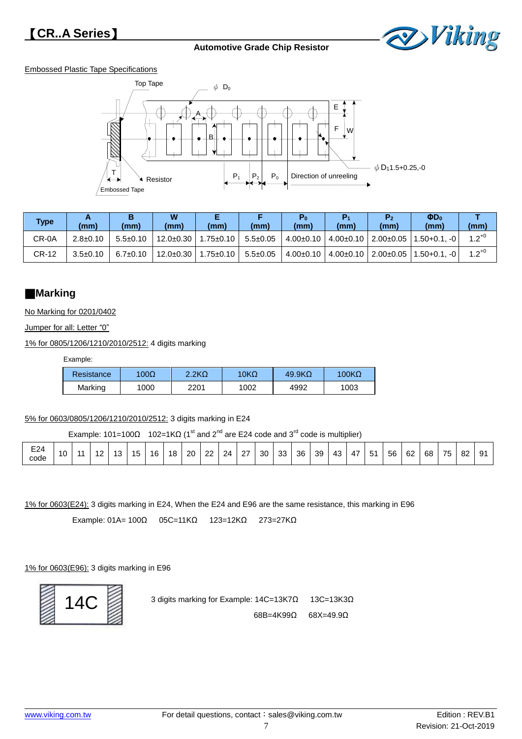【CR..A Series】

**Automotive Grade Chip Resistor**

Embossed Plastic Tape Specifications

Top Tape $\phi$ $D_0$ A B E F W T Resistor Embossed Tape $P_1$ $P_2$ $P_0$ Direction of unreeling $\phi$ $D_1$1.5+0.25,-0

| Type | A (mm) | B (mm) | W (mm) | E (mm) | F (mm) | $P_0$ (mm) | $P_1$ (mm) | $P_2$ (mm) | $\Phi D_0$ (mm) | T (mm) |
|---|---|---|---|---|---|---|---|---|---|---|
| CR-0A | 2.8±0.10 | 5.5±0.10 | 12.0±0.30 | 1.75±0.10 | 5.5±0.05 | 4.00±0.10 | 4.00±0.10 | 2.00±0.05 | 1.50+0.1, -0 | $1.2^{+0}$ |
| CR-12 | 3.5±0.10 | 6.7±0.10 | 12.0±0.30 | 1.75±0.10 | 5.5±0.05 | 4.00±0.10 | 4.00±0.10 | 2.00±0.05 | 1.50+0.1, -0 | $1.2^{+0}$ |

## ■Marking

No Marking for 0201/0402

Jumper for all: Letter “0”

1% for 0805/1206/1210/2010/2512: 4 digits marking

Example:

| Resistance | 100Ω | 2.2KΩ | 10KΩ | 49.9KΩ | 100KΩ |
|---|---|---|---|---|---|
| Marking | 1000 | 2201 | 1002 | 4992 | 1003 |

5% for 0603/0805/1206/1210/2010/2512: 3 digits marking in E24

Example: 101=100Ω 102=1KΩ (1st and 2nd are E24 code and 3rd code is multiplier)

| E24 code | 10 | 11 | 12 | 13 | 15 | 16 | 18 | 20 | 22 | 24 | 27 | 30 | 33 | 36 | 39 | 43 | 47 | 51 | 56 | 62 | 68 | 75 | 82 | 91 |
|---|---|---|---|---|---|---|---|---|---|---|---|---|---|---|---|---|---|---|---|---|---|---|---|---|

1% for 0603(E24): 3 digits marking in E24, When the E24 and E96 are the same resistance, this marking in E96

Example: 01A= 100Ω 05C=11KΩ 123=12KΩ 273=27KΩ

1% for 0603(E96): 3 digits marking in E96

14C

3 digits marking for Example: 14C=13K7Ω 13C=13K3Ω

68B=4K99Ω 68X=49.9Ω

www.viking.com.tw For detail questions, contact：sales@viking.com.tw Edition : REV.B1 Revision: 21-Oct-2019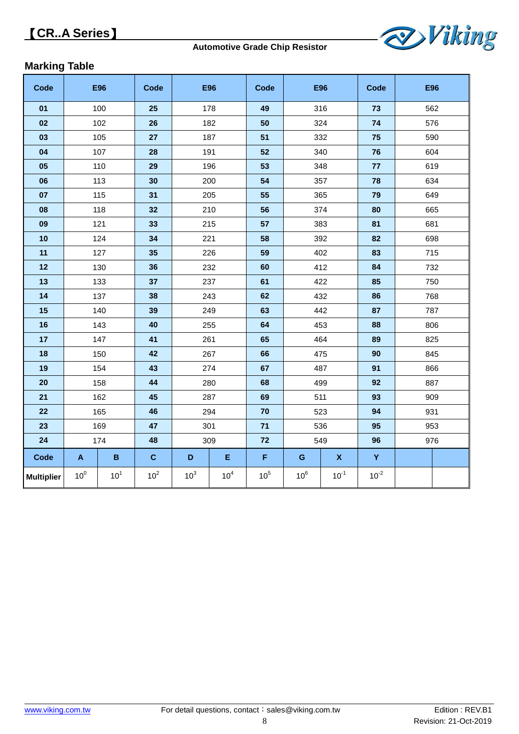## Marking Table

| Code | E96 | Code | E96 | Code | E96 | Code | E96 |
|---|---|---|---|---|---|---|---|
| 01 | 100 | 25 | 178 | 49 | 316 | 73 | 562 |
| 02 | 102 | 26 | 182 | 50 | 324 | 74 | 576 |
| 03 | 105 | 27 | 187 | 51 | 332 | 75 | 590 |
| 04 | 107 | 28 | 191 | 52 | 340 | 76 | 604 |
| 05 | 110 | 29 | 196 | 53 | 348 | 77 | 619 |
| 06 | 113 | 30 | 200 | 54 | 357 | 78 | 634 |
| 07 | 115 | 31 | 205 | 55 | 365 | 79 | 649 |
| 08 | 118 | 32 | 210 | 56 | 374 | 80 | 665 |
| 09 | 121 | 33 | 215 | 57 | 383 | 81 | 681 |
| 10 | 124 | 34 | 221 | 58 | 392 | 82 | 698 |
| 11 | 127 | 35 | 226 | 59 | 402 | 83 | 715 |
| 12 | 130 | 36 | 232 | 60 | 412 | 84 | 732 |
| 13 | 133 | 37 | 237 | 61 | 422 | 85 | 750 |
| 14 | 137 | 38 | 243 | 62 | 432 | 86 | 768 |
| 15 | 140 | 39 | 249 | 63 | 442 | 87 | 787 |
| 16 | 143 | 40 | 255 | 64 | 453 | 88 | 806 |
| 17 | 147 | 41 | 261 | 65 | 464 | 89 | 825 |
| 18 | 150 | 42 | 267 | 66 | 475 | 90 | 845 |
| 19 | 154 | 43 | 274 | 67 | 487 | 91 | 866 |
| 20 | 158 | 44 | 280 | 68 | 499 | 92 | 887 |
| 21 | 162 | 45 | 287 | 69 | 511 | 93 | 909 |
| 22 | 165 | 46 | 294 | 70 | 523 | 94 | 931 |
| 23 | 169 | 47 | 301 | 71 | 536 | 95 | 953 |
| 24 | 174 | 48 | 309 | 72 | 549 | 96 | 976 |

| Code | A | B | C | D | E | F | G | X | Y | | |
|---|---|---|---|---|---|---|---|---|---|---|---|
| Multiplier | $10^0$ | $10^1$ | $10^2$ | $10^3$ | $10^4$ | $10^5$ | $10^6$ | $10^{-1}$ | $10^{-2}$ | | |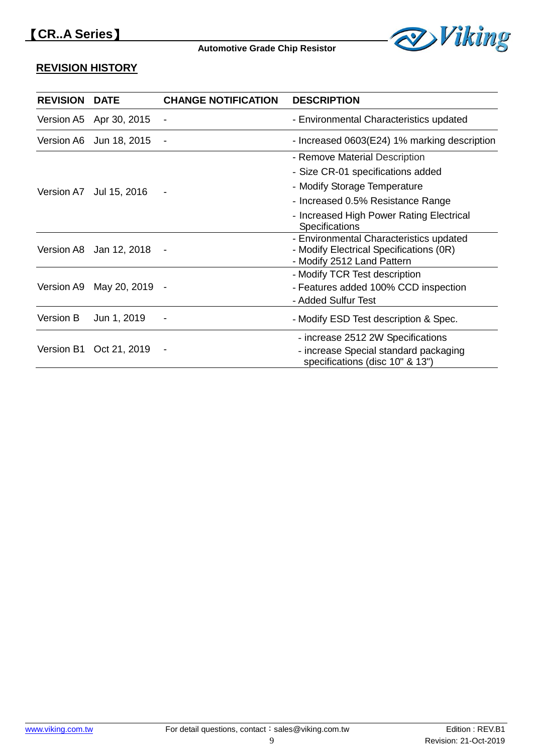## REVISION HISTORY

| REVISION | DATE | CHANGE NOTIFICATION | DESCRIPTION |
|---|---|---|---|
| Version A5 | Apr 30, 2015 | - | - Environmental Characteristics updated |
| Version A6 | Jun 18, 2015 | - | - Increased 0603(E24) 1% marking description |
| Version A7 | Jul 15, 2016 | - | - Remove Material Description<br>- Size CR-01 specifications added<br>- Modify Storage Temperature<br>- Increased 0.5% Resistance Range<br>- Increased High Power Rating Electrical Specifications |
| Version A8 | Jan 12, 2018 | - | - Environmental Characteristics updated<br>- Modify Electrical Specifications (0R)<br>- Modify 2512 Land Pattern |
| Version A9 | May 20, 2019 | - | - Modify TCR Test description<br>- Features added 100% CCD inspection<br>- Added Sulfur Test |
| Version B | Jun 1, 2019 | - | - Modify ESD Test description & Spec. |
| Version B1 | Oct 21, 2019 | - | - increase 2512 2W Specifications<br>- increase Special standard packaging specifications (disc 10" & 13") |